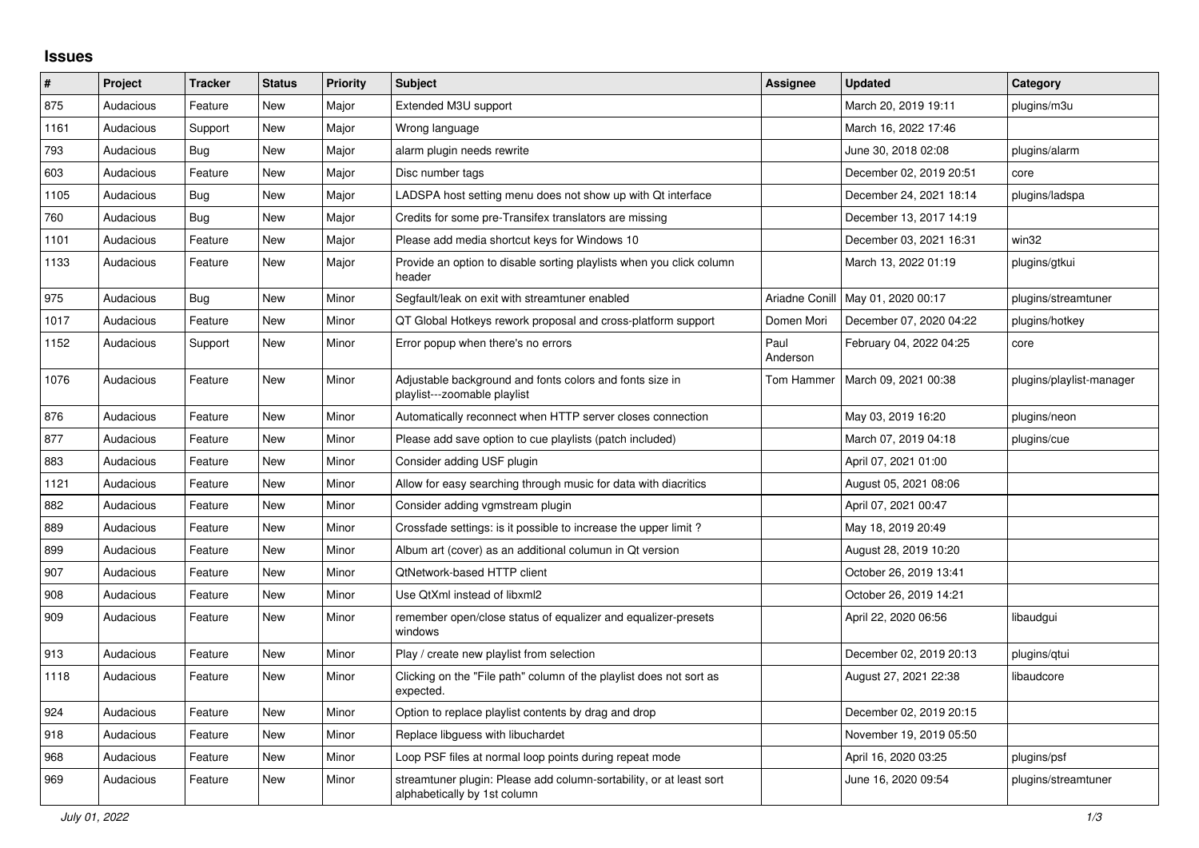# Issues

| # | Project | Tracker | Status | Priority | Subject | Assignee | Updated | Category |
|---|---|---|---|---|---|---|---|---|
| 875 | Audacious | Feature | New | Major | Extended M3U support | | March 20, 2019 19:11 | plugins/m3u |
| 1161 | Audacious | Support | New | Major | Wrong language | | March 16, 2022 17:46 | |
| 793 | Audacious | Bug | New | Major | alarm plugin needs rewrite | | June 30, 2018 02:08 | plugins/alarm |
| 603 | Audacious | Feature | New | Major | Disc number tags | | December 02, 2019 20:51 | core |
| 1105 | Audacious | Bug | New | Major | LADSPA host setting menu does not show up with Qt interface | | December 24, 2021 18:14 | plugins/ladspa |
| 760 | Audacious | Bug | New | Major | Credits for some pre-Transifex translators are missing | | December 13, 2017 14:19 | |
| 1101 | Audacious | Feature | New | Major | Please add media shortcut keys for Windows 10 | | December 03, 2021 16:31 | win32 |
| 1133 | Audacious | Feature | New | Major | Provide an option to disable sorting playlists when you click column header | | March 13, 2022 01:19 | plugins/gtkui |
| 975 | Audacious | Bug | New | Minor | Segfault/leak on exit with streamtuner enabled | Ariadne Conill | May 01, 2020 00:17 | plugins/streamtuner |
| 1017 | Audacious | Feature | New | Minor | QT Global Hotkeys rework proposal and cross-platform support | Domen Mori | December 07, 2020 04:22 | plugins/hotkey |
| 1152 | Audacious | Support | New | Minor | Error popup when there's no errors | Paul Anderson | February 04, 2022 04:25 | core |
| 1076 | Audacious | Feature | New | Minor | Adjustable background and fonts colors and fonts size in playlist---zoomable playlist | Tom Hammer | March 09, 2021 00:38 | plugins/playlist-manager |
| 876 | Audacious | Feature | New | Minor | Automatically reconnect when HTTP server closes connection | | May 03, 2019 16:20 | plugins/neon |
| 877 | Audacious | Feature | New | Minor | Please add save option to cue playlists (patch included) | | March 07, 2019 04:18 | plugins/cue |
| 883 | Audacious | Feature | New | Minor | Consider adding USF plugin | | April 07, 2021 01:00 | |
| 1121 | Audacious | Feature | New | Minor | Allow for easy searching through music for data with diacritics | | August 05, 2021 08:06 | |
| 882 | Audacious | Feature | New | Minor | Consider adding vgmstream plugin | | April 07, 2021 00:47 | |
| 889 | Audacious | Feature | New | Minor | Crossfade settings: is it possible to increase the upper limit ? | | May 18, 2019 20:49 | |
| 899 | Audacious | Feature | New | Minor | Album art (cover) as an additional columun in Qt version | | August 28, 2019 10:20 | |
| 907 | Audacious | Feature | New | Minor | QtNetwork-based HTTP client | | October 26, 2019 13:41 | |
| 908 | Audacious | Feature | New | Minor | Use QtXml instead of libxml2 | | October 26, 2019 14:21 | |
| 909 | Audacious | Feature | New | Minor | remember open/close status of equalizer and equalizer-presets windows | | April 22, 2020 06:56 | libaudgui |
| 913 | Audacious | Feature | New | Minor | Play / create new playlist from selection | | December 02, 2019 20:13 | plugins/qtui |
| 1118 | Audacious | Feature | New | Minor | Clicking on the "File path" column of the playlist does not sort as expected. | | August 27, 2021 22:38 | libaudcore |
| 924 | Audacious | Feature | New | Minor | Option to replace playlist contents by drag and drop | | December 02, 2019 20:15 | |
| 918 | Audacious | Feature | New | Minor | Replace libguess with libuchardet | | November 19, 2019 05:50 | |
| 968 | Audacious | Feature | New | Minor | Loop PSF files at normal loop points during repeat mode | | April 16, 2020 03:25 | plugins/psf |
| 969 | Audacious | Feature | New | Minor | streamtuner plugin: Please add column-sortability, or at least sort alphabetically by 1st column | | June 16, 2020 09:54 | plugins/streamtuner |

*July 01, 2022*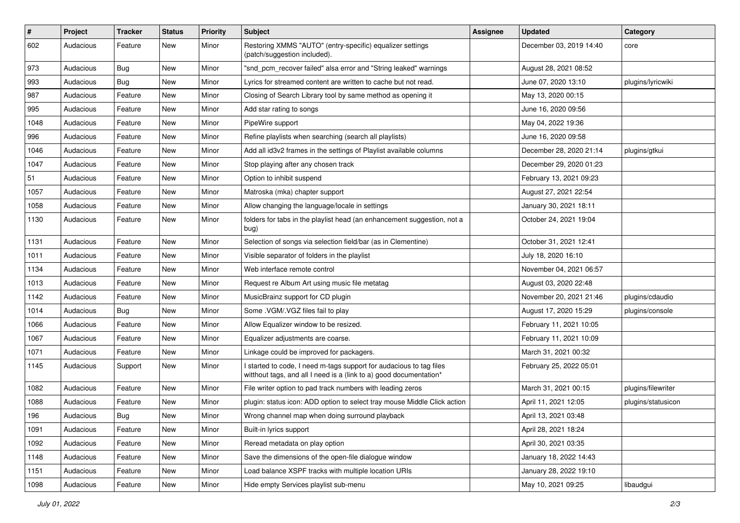| # | Project | Tracker | Status | Priority | Subject | Assignee | Updated | Category |
|---|---|---|---|---|---|---|---|---|
| 602 | Audacious | Feature | New | Minor | Restoring XMMS "AUTO" (entry-specific) equalizer settings (patch/suggestion included). | | December 03, 2019 14:40 | core |
| 973 | Audacious | Bug | New | Minor | "snd_pcm_recover failed" alsa error and "String leaked" warnings | | August 28, 2021 08:52 | |
| 993 | Audacious | Bug | New | Minor | Lyrics for streamed content are written to cache but not read. | | June 07, 2020 13:10 | plugins/lyricwiki |
| 987 | Audacious | Feature | New | Minor | Closing of Search Library tool by same method as opening it | | May 13, 2020 00:15 | |
| 995 | Audacious | Feature | New | Minor | Add star rating to songs | | June 16, 2020 09:56 | |
| 1048 | Audacious | Feature | New | Minor | PipeWire support | | May 04, 2022 19:36 | |
| 996 | Audacious | Feature | New | Minor | Refine playlists when searching (search all playlists) | | June 16, 2020 09:58 | |
| 1046 | Audacious | Feature | New | Minor | Add all id3v2 frames in the settings of Playlist available columns | | December 28, 2020 21:14 | plugins/gtkui |
| 1047 | Audacious | Feature | New | Minor | Stop playing after any chosen track | | December 29, 2020 01:23 | |
| 51 | Audacious | Feature | New | Minor | Option to inhibit suspend | | February 13, 2021 09:23 | |
| 1057 | Audacious | Feature | New | Minor | Matroska (mka) chapter support | | August 27, 2021 22:54 | |
| 1058 | Audacious | Feature | New | Minor | Allow changing the language/locale in settings | | January 30, 2021 18:11 | |
| 1130 | Audacious | Feature | New | Minor | folders for tabs in the playlist head (an enhancement suggestion, not a bug) | | October 24, 2021 19:04 | |
| 1131 | Audacious | Feature | New | Minor | Selection of songs via selection field/bar (as in Clementine) | | October 31, 2021 12:41 | |
| 1011 | Audacious | Feature | New | Minor | Visible separator of folders in the playlist | | July 18, 2020 16:10 | |
| 1134 | Audacious | Feature | New | Minor | Web interface remote control | | November 04, 2021 06:57 | |
| 1013 | Audacious | Feature | New | Minor | Request re Album Art using music file metatag | | August 03, 2020 22:48 | |
| 1142 | Audacious | Feature | New | Minor | MusicBrainz support for CD plugin | | November 20, 2021 21:46 | plugins/cdaudio |
| 1014 | Audacious | Bug | New | Minor | Some .VGM/.VGZ files fail to play | | August 17, 2020 15:29 | plugins/console |
| 1066 | Audacious | Feature | New | Minor | Allow Equalizer window to be resized. | | February 11, 2021 10:05 | |
| 1067 | Audacious | Feature | New | Minor | Equalizer adjustments are coarse. | | February 11, 2021 10:09 | |
| 1071 | Audacious | Feature | New | Minor | Linkage could be improved for packagers. | | March 31, 2021 00:32 | |
| 1145 | Audacious | Support | New | Minor | I started to code, I need m-tags support for audacious to tag files witthout tags, and all I need is a (link to a) good documentation* | | February 25, 2022 05:01 | |
| 1082 | Audacious | Feature | New | Minor | File writer option to pad track numbers with leading zeros | | March 31, 2021 00:15 | plugins/filewriter |
| 1088 | Audacious | Feature | New | Minor | plugin: status icon: ADD option to select tray mouse Middle Click action | | April 11, 2021 12:05 | plugins/statusicon |
| 196 | Audacious | Bug | New | Minor | Wrong channel map when doing surround playback | | April 13, 2021 03:48 | |
| 1091 | Audacious | Feature | New | Minor | Built-in lyrics support | | April 28, 2021 18:24 | |
| 1092 | Audacious | Feature | New | Minor | Reread metadata on play option | | April 30, 2021 03:35 | |
| 1148 | Audacious | Feature | New | Minor | Save the dimensions of the open-file dialogue window | | January 18, 2022 14:43 | |
| 1151 | Audacious | Feature | New | Minor | Load balance XSPF tracks with multiple location URIs | | January 28, 2022 19:10 | |
| 1098 | Audacious | Feature | New | Minor | Hide empty Services playlist sub-menu | | May 10, 2021 09:25 | libaudgui |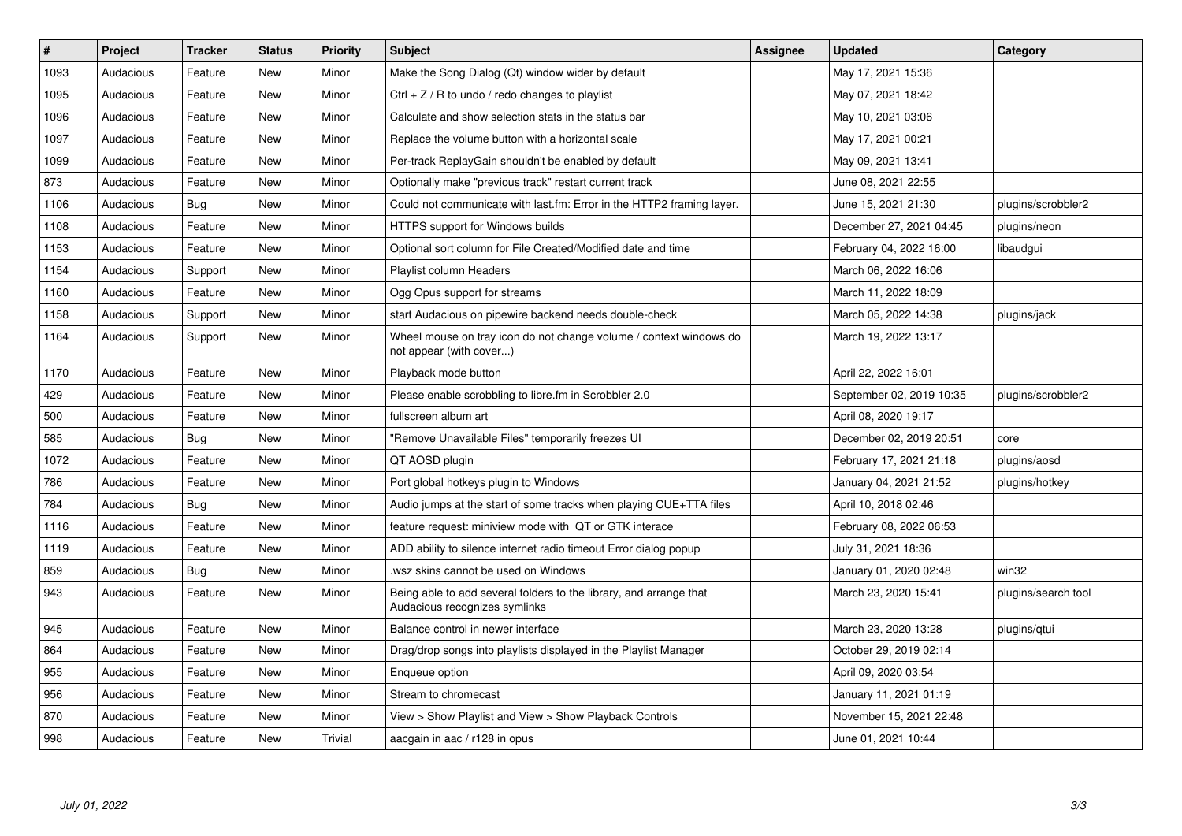| # | Project | Tracker | Status | Priority | Subject | Assignee | Updated | Category |
|---|---|---|---|---|---|---|---|---|
| 1093 | Audacious | Feature | New | Minor | Make the Song Dialog (Qt) window wider by default | | May 17, 2021 15:36 | |
| 1095 | Audacious | Feature | New | Minor | Ctrl + Z / R to undo / redo changes to playlist | | May 07, 2021 18:42 | |
| 1096 | Audacious | Feature | New | Minor | Calculate and show selection stats in the status bar | | May 10, 2021 03:06 | |
| 1097 | Audacious | Feature | New | Minor | Replace the volume button with a horizontal scale | | May 17, 2021 00:21 | |
| 1099 | Audacious | Feature | New | Minor | Per-track ReplayGain shouldn't be enabled by default | | May 09, 2021 13:41 | |
| 873 | Audacious | Feature | New | Minor | Optionally make "previous track" restart current track | | June 08, 2021 22:55 | |
| 1106 | Audacious | Bug | New | Minor | Could not communicate with last.fm: Error in the HTTP2 framing layer. | | June 15, 2021 21:30 | plugins/scrobbler2 |
| 1108 | Audacious | Feature | New | Minor | HTTPS support for Windows builds | | December 27, 2021 04:45 | plugins/neon |
| 1153 | Audacious | Feature | New | Minor | Optional sort column for File Created/Modified date and time | | February 04, 2022 16:00 | libaudgui |
| 1154 | Audacious | Support | New | Minor | Playlist column Headers | | March 06, 2022 16:06 | |
| 1160 | Audacious | Feature | New | Minor | Ogg Opus support for streams | | March 11, 2022 18:09 | |
| 1158 | Audacious | Support | New | Minor | start Audacious on pipewire backend needs double-check | | March 05, 2022 14:38 | plugins/jack |
| 1164 | Audacious | Support | New | Minor | Wheel mouse on tray icon do not change volume / context windows do not appear (with cover...) | | March 19, 2022 13:17 | |
| 1170 | Audacious | Feature | New | Minor | Playback mode button | | April 22, 2022 16:01 | |
| 429 | Audacious | Feature | New | Minor | Please enable scrobbling to libre.fm in Scrobbler 2.0 | | September 02, 2019 10:35 | plugins/scrobbler2 |
| 500 | Audacious | Feature | New | Minor | fullscreen album art | | April 08, 2020 19:17 | |
| 585 | Audacious | Bug | New | Minor | "Remove Unavailable Files" temporarily freezes UI | | December 02, 2019 20:51 | core |
| 1072 | Audacious | Feature | New | Minor | QT AOSD plugin | | February 17, 2021 21:18 | plugins/aosd |
| 786 | Audacious | Feature | New | Minor | Port global hotkeys plugin to Windows | | January 04, 2021 21:52 | plugins/hotkey |
| 784 | Audacious | Bug | New | Minor | Audio jumps at the start of some tracks when playing CUE+TTA files | | April 10, 2018 02:46 | |
| 1116 | Audacious | Feature | New | Minor | feature request: miniview mode with QT or GTK interace | | February 08, 2022 06:53 | |
| 1119 | Audacious | Feature | New | Minor | ADD ability to silence internet radio timeout Error dialog popup | | July 31, 2021 18:36 | |
| 859 | Audacious | Bug | New | Minor | .wsz skins cannot be used on Windows | | January 01, 2020 02:48 | win32 |
| 943 | Audacious | Feature | New | Minor | Being able to add several folders to the library, and arrange that Audacious recognizes symlinks | | March 23, 2020 15:41 | plugins/search tool |
| 945 | Audacious | Feature | New | Minor | Balance control in newer interface | | March 23, 2020 13:28 | plugins/qtui |
| 864 | Audacious | Feature | New | Minor | Drag/drop songs into playlists displayed in the Playlist Manager | | October 29, 2019 02:14 | |
| 955 | Audacious | Feature | New | Minor | Enqueue option | | April 09, 2020 03:54 | |
| 956 | Audacious | Feature | New | Minor | Stream to chromecast | | January 11, 2021 01:19 | |
| 870 | Audacious | Feature | New | Minor | View > Show Playlist and View > Show Playback Controls | | November 15, 2021 22:48 | |
| 998 | Audacious | Feature | New | Trivial | aacgain in aac / r128 in opus | | June 01, 2021 10:44 | |

*July 01, 2022*